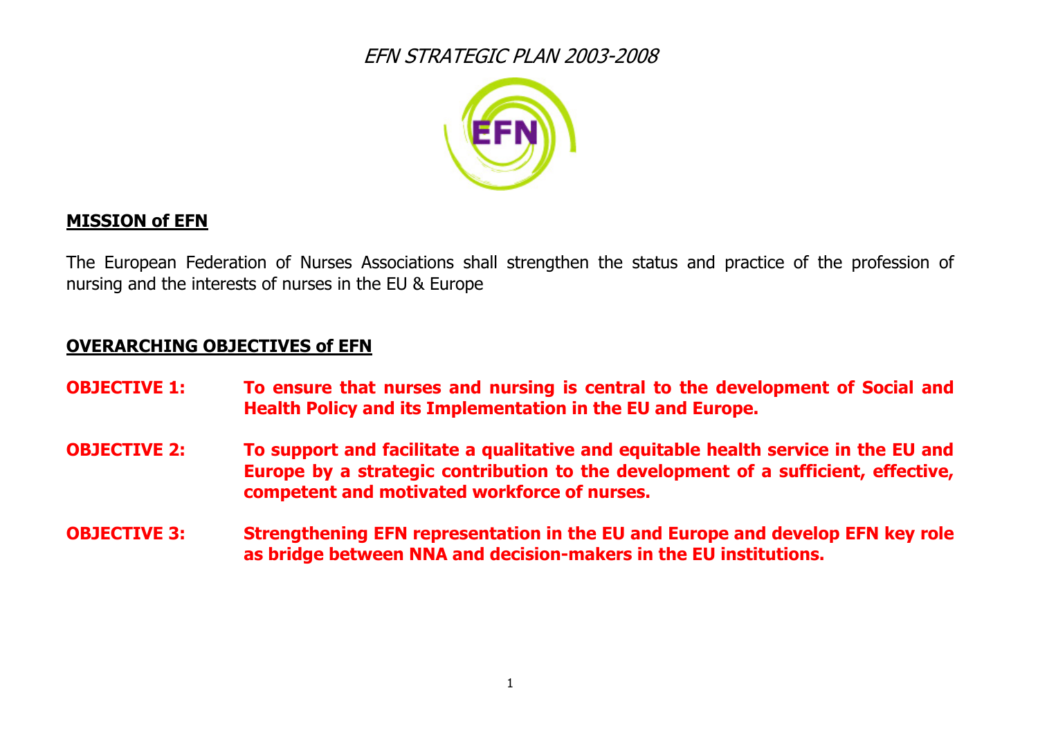# *EFN STRATEGIC PLAN 2003-2008*

## MISSION of EFN

The European Federation of Nurses Associations shall strengthen the status and practice of the profession of nursing and the interests of nurses in the EU & Europe

## OVERARCHING OBJECTIVES of EFN

**OBJECTIVE 1:** **To ensure that nurses and nursing is central to the development of Social and Health Policy and its Implementation in the EU and Europe.**

**OBJECTIVE 2:** **To support and facilitate a qualitative and equitable health service in the EU and Europe by a strategic contribution to the development of a sufficient, effective, competent and motivated workforce of nurses.**

**OBJECTIVE 3:** **Strengthening EFN representation in the EU and Europe and develop EFN key role as bridge between NNA and decision-makers in the EU institutions.**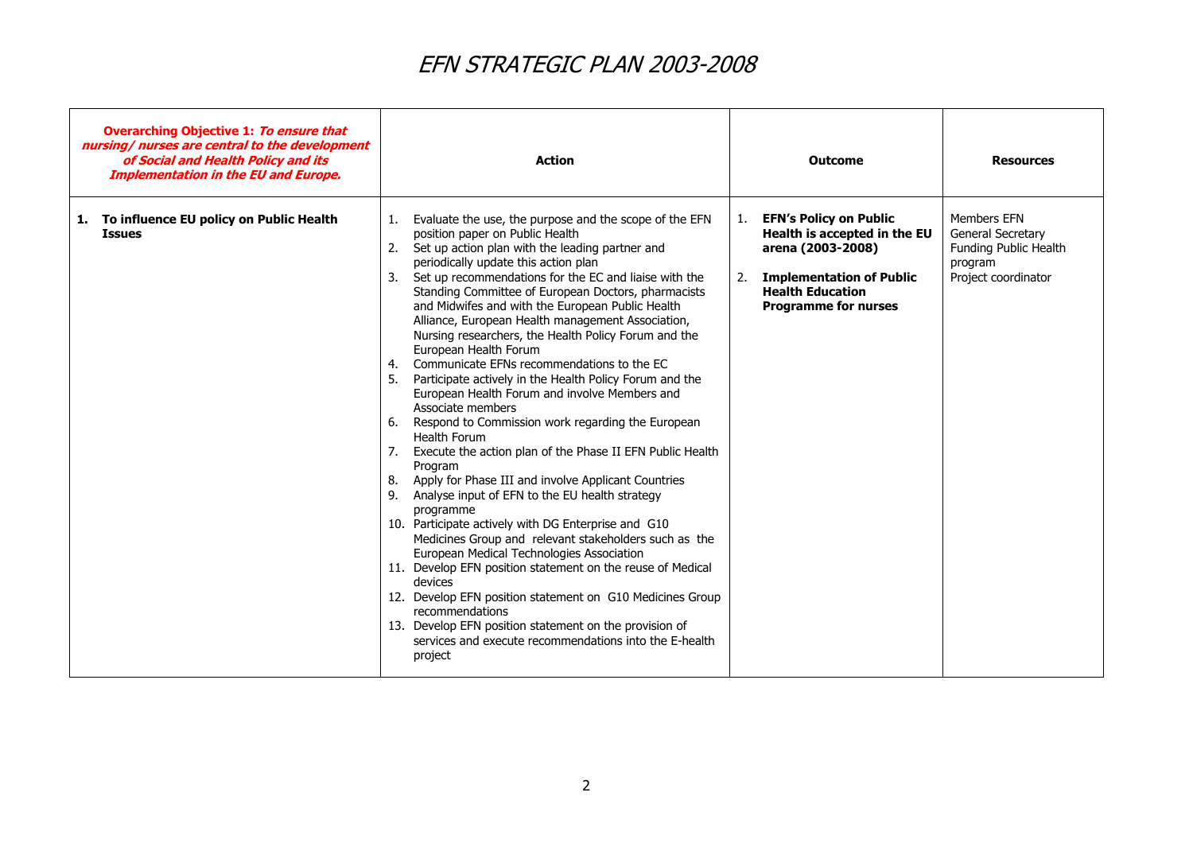# EFN STRATEGIC PLAN 2003-2008

| **Overarching Objective 1: *To ensure that nursing/ nurses are central to the development of Social and Health Policy and its Implementation in the EU and Europe.*** | **Action** | **Outcome** | **Resources** |
|---|---|---|---|
| **1. To influence EU policy on Public Health Issues** | 1. Evaluate the use, the purpose and the scope of the EFN position paper on Public Health<br>2. Set up action plan with the leading partner and periodically update this action plan<br>3. Set up recommendations for the EC and liaise with the Standing Committee of European Doctors, pharmacists and Midwifes and with the European Public Health Alliance, European Health management Association, Nursing researchers, the Health Policy Forum and the European Health Forum<br>4. Communicate EFNs recommendations to the EC<br>5. Participate actively in the Health Policy Forum and the European Health Forum and involve Members and Associate members<br>6. Respond to Commission work regarding the European Health Forum<br>7. Execute the action plan of the Phase II EFN Public Health Program<br>8. Apply for Phase III and involve Applicant Countries<br>9. Analyse input of EFN to the EU health strategy programme<br>10. Participate actively with DG Enterprise and G10 Medicines Group and relevant stakeholders such as the European Medical Technologies Association<br>11. Develop EFN position statement on the reuse of Medical devices<br>12. Develop EFN position statement on G10 Medicines Group recommendations<br>13. Develop EFN position statement on the provision of services and execute recommendations into the E-health project | 1. **EFN's Policy on Public Health is accepted in the EU arena (2003-2008)**<br>2. **Implementation of Public Health Education Programme for nurses** | Members EFN<br>General Secretary<br>Funding Public Health program<br>Project coordinator |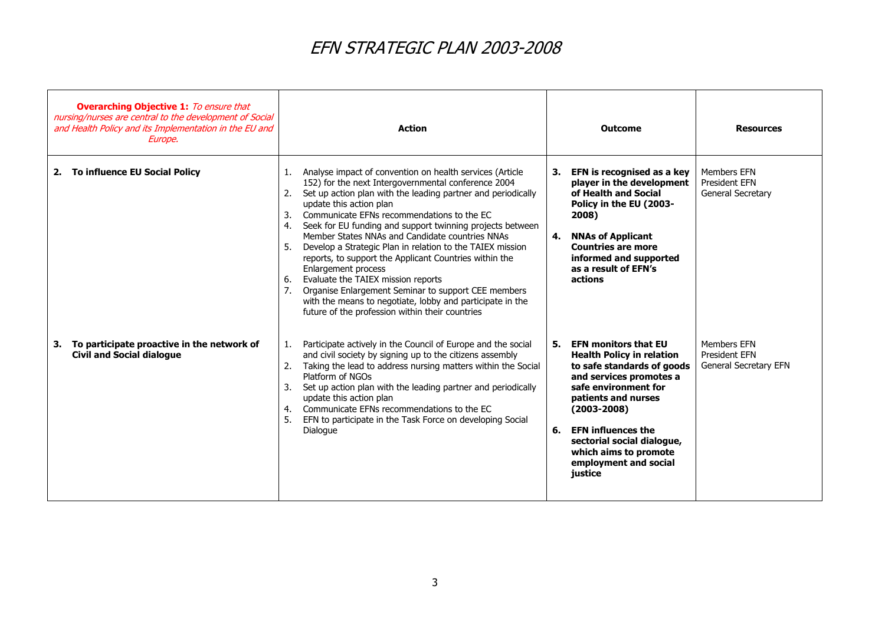# EFN STRATEGIC PLAN 2003-2008

| **Overarching Objective 1:** *To ensure that nursing/nurses are central to the development of Social and Health Policy and its Implementation in the EU and Europe.* | **Action** | **Outcome** | **Resources** |
|---|---|---|---|
| **2. To influence EU Social Policy** | 1. Analyse impact of convention on health services (Article 152) for the next Intergovernmental conference 2004<br>2. Set up action plan with the leading partner and periodically update this action plan<br>3. Communicate EFNs recommendations to the EC<br>4. Seek for EU funding and support twinning projects between Member States NNAs and Candidate countries NNAs<br>5. Develop a Strategic Plan in relation to the TAIEX mission reports, to support the Applicant Countries within the Enlargement process<br>6. Evaluate the TAIEX mission reports<br>7. Organise Enlargement Seminar to support CEE members with the means to negotiate, lobby and participate in the future of the profession within their countries | **3. EFN is recognised as a key player in the development of Health and Social Policy in the EU (2003-2008)**<br><br>**4. NNAs of Applicant Countries are more informed and supported as a result of EFN's actions** | Members EFN<br>President EFN<br>General Secretary |
| **3. To participate proactive in the network of Civil and Social dialogue** | 1. Participate actively in the Council of Europe and the social and civil society by signing up to the citizens assembly<br>2. Taking the lead to address nursing matters within the Social Platform of NGOs<br>3. Set up action plan with the leading partner and periodically update this action plan<br>4. Communicate EFNs recommendations to the EC<br>5. EFN to participate in the Task Force on developing Social Dialogue | **5. EFN monitors that EU Health Policy in relation to safe standards of goods and services promotes a safe environment for patients and nurses (2003-2008)**<br><br>**6. EFN influences the sectorial social dialogue, which aims to promote employment and social justice** | Members EFN<br>President EFN<br>General Secretary EFN |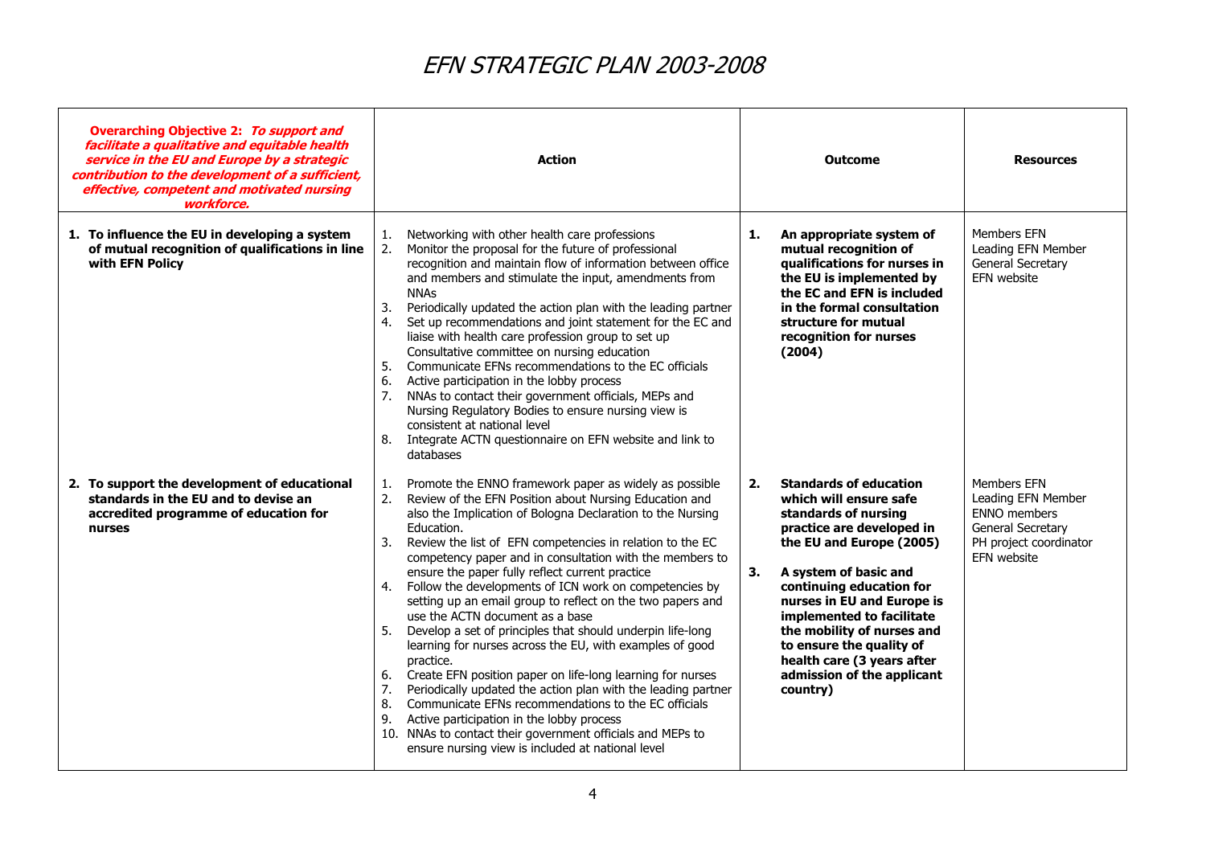# EFN STRATEGIC PLAN 2003-2008

| **Overarching Objective 2:** ***To support and facilitate a qualitative and equitable health service in the EU and Europe by a strategic contribution to the development of a sufficient, effective, competent and motivated nursing workforce.*** | **Action** | **Outcome** | **Resources** |
|---|---|---|---|
| **1. To influence the EU in developing a system of mutual recognition of qualifications in line with EFN Policy** | 1. Networking with other health care professions<br>2. Monitor the proposal for the future of professional recognition and maintain flow of information between office and members and stimulate the input, amendments from NNAs<br>3. Periodically updated the action plan with the leading partner<br>4. Set up recommendations and joint statement for the EC and liaise with health care profession group to set up Consultative committee on nursing education<br>5. Communicate EFNs recommendations to the EC officials<br>6. Active participation in the lobby process<br>7. NNAs to contact their government officials, MEPs and Nursing Regulatory Bodies to ensure nursing view is consistent at national level<br>8. Integrate ACTN questionnaire on EFN website and link to databases | **1. An appropriate system of mutual recognition of qualifications for nurses in the EU is implemented by the EC and EFN is included in the formal consultation structure for mutual recognition for nurses (2004)** | Members EFN<br>Leading EFN Member<br>General Secretary<br>EFN website |
| **2. To support the development of educational standards in the EU and to devise an accredited programme of education for nurses** | 1. Promote the ENNO framework paper as widely as possible<br>2. Review of the EFN Position about Nursing Education and also the Implication of Bologna Declaration to the Nursing Education.<br>3. Review the list of EFN competencies in relation to the EC competency paper and in consultation with the members to ensure the paper fully reflect current practice<br>4. Follow the developments of ICN work on competencies by setting up an email group to reflect on the two papers and use the ACTN document as a base<br>5. Develop a set of principles that should underpin life-long learning for nurses across the EU, with examples of good practice.<br>6. Create EFN position paper on life-long learning for nurses<br>7. Periodically updated the action plan with the leading partner<br>8. Communicate EFNs recommendations to the EC officials<br>9. Active participation in the lobby process<br>10. NNAs to contact their government officials and MEPs to ensure nursing view is included at national level | **2. Standards of education which will ensure safe standards of nursing practice are developed in the EU and Europe (2005)**<br><br>**3. A system of basic and continuing education for nurses in EU and Europe is implemented to facilitate the mobility of nurses and to ensure the quality of health care (3 years after admission of the applicant country)** | Members EFN<br>Leading EFN Member<br>ENNO members<br>General Secretary<br>PH project coordinator<br>EFN website |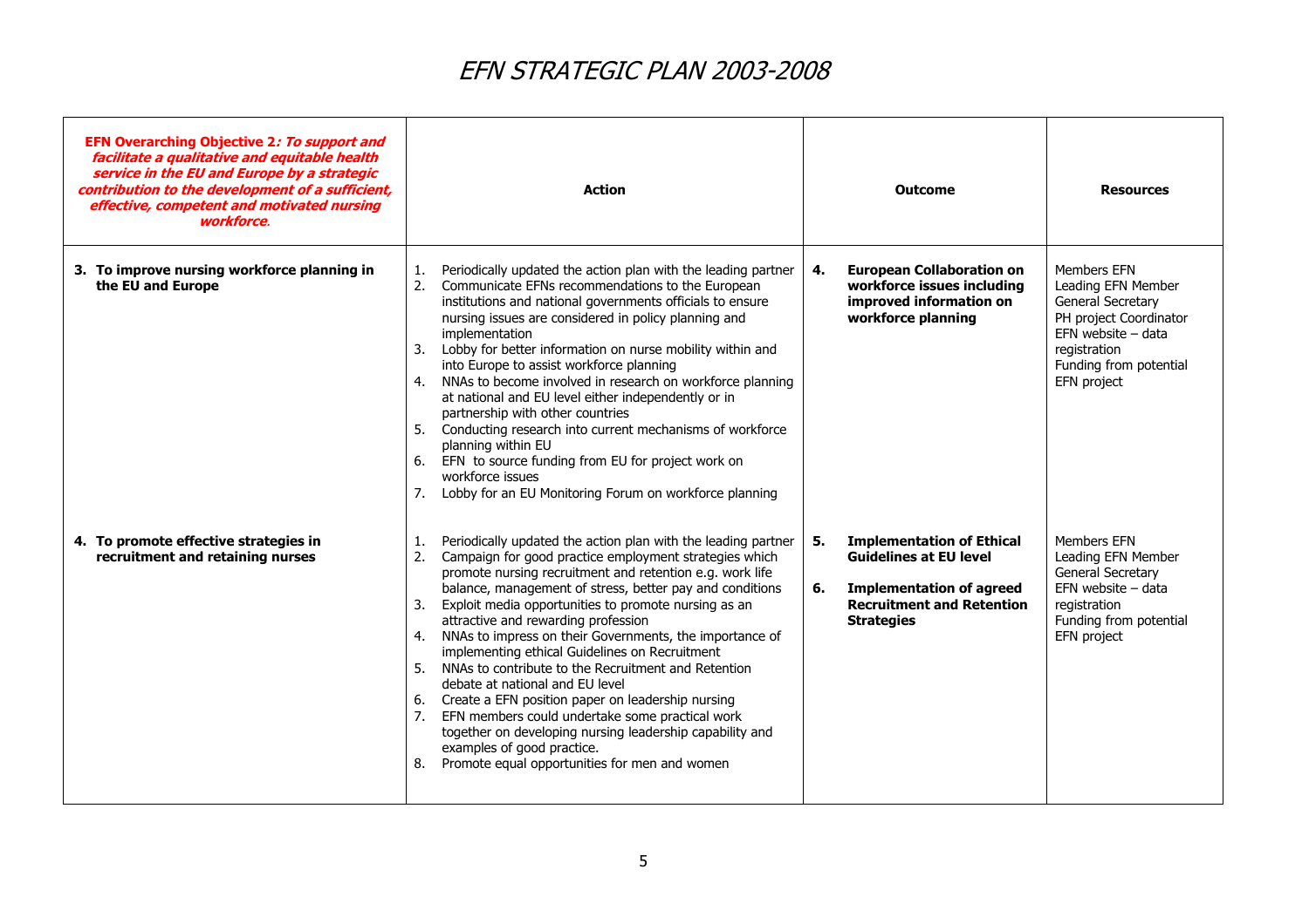# EFN STRATEGIC PLAN 2003-2008

| **EFN Overarching Objective 2*: To support and facilitate a qualitative and equitable health service in the EU and Europe by a strategic contribution to the development of a sufficient, effective, competent and motivated nursing workforce*.** | **Action** | **Outcome** | **Resources** |
|---|---|---|---|
| **3. To improve nursing workforce planning in the EU and Europe** | 1. Periodically updated the action plan with the leading partner<br>2. Communicate EFNs recommendations to the European institutions and national governments officials to ensure nursing issues are considered in policy planning and implementation<br>3. Lobby for better information on nurse mobility within and into Europe to assist workforce planning<br>4. NNAs to become involved in research on workforce planning at national and EU level either independently or in partnership with other countries<br>5. Conducting research into current mechanisms of workforce planning within EU<br>6. EFN to source funding from EU for project work on workforce issues<br>7. Lobby for an EU Monitoring Forum on workforce planning | **4. European Collaboration on workforce issues including improved information on workforce planning** | Members EFN<br>Leading EFN Member<br>General Secretary<br>PH project Coordinator<br>EFN website – data registration<br>Funding from potential EFN project |
| **4. To promote effective strategies in recruitment and retaining nurses** | 1. Periodically updated the action plan with the leading partner<br>2. Campaign for good practice employment strategies which promote nursing recruitment and retention e.g. work life balance, management of stress, better pay and conditions<br>3. Exploit media opportunities to promote nursing as an attractive and rewarding profession<br>4. NNAs to impress on their Governments, the importance of implementing ethical Guidelines on Recruitment<br>5. NNAs to contribute to the Recruitment and Retention debate at national and EU level<br>6. Create a EFN position paper on leadership nursing<br>7. EFN members could undertake some practical work together on developing nursing leadership capability and examples of good practice.<br>8. Promote equal opportunities for men and women | **5. Implementation of Ethical Guidelines at EU level**<br>**6. Implementation of agreed Recruitment and Retention Strategies** | Members EFN<br>Leading EFN Member<br>General Secretary<br>EFN website – data registration<br>Funding from potential EFN project |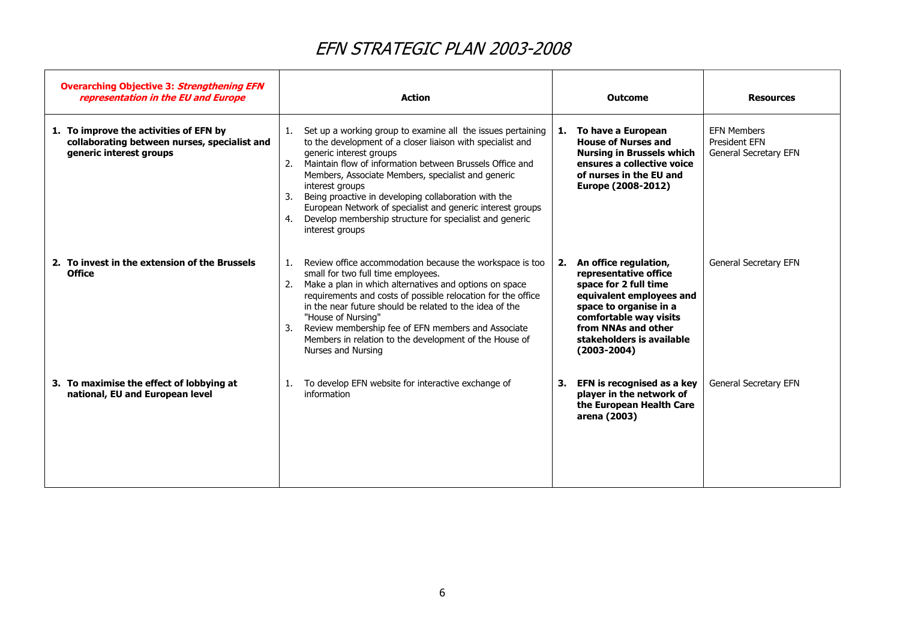# *EFN STRATEGIC PLAN 2003-2008*

| **Overarching Objective 3: *Strengthening EFN representation in the EU and Europe*** | **Action** | **Outcome** | **Resources** |
|---|---|---|---|
| **1. To improve the activities of EFN by collaborating between nurses, specialist and generic interest groups** | 1. Set up a working group to examine all the issues pertaining to the development of a closer liaison with specialist and generic interest groups<br>2. Maintain flow of information between Brussels Office and Members, Associate Members, specialist and generic interest groups<br>3. Being proactive in developing collaboration with the European Network of specialist and generic interest groups<br>4. Develop membership structure for specialist and generic interest groups | **1. To have a European House of Nurses and Nursing in Brussels which ensures a collective voice of nurses in the EU and Europe (2008-2012)** | EFN Members<br>President EFN<br>General Secretary EFN |
| **2. To invest in the extension of the Brussels Office** | 1. Review office accommodation because the workspace is too small for two full time employees.<br>2. Make a plan in which alternatives and options on space requirements and costs of possible relocation for the office in the near future should be related to the idea of the "House of Nursing"<br>3. Review membership fee of EFN members and Associate Members in relation to the development of the House of Nurses and Nursing | **2. An office regulation, representative office space for 2 full time equivalent employees and space to organise in a comfortable way visits from NNAs and other stakeholders is available (2003-2004)** | General Secretary EFN |
| **3. To maximise the effect of lobbying at national, EU and European level** | 1. To develop EFN website for interactive exchange of information | **3. EFN is recognised as a key player in the network of the European Health Care arena (2003)** | General Secretary EFN |